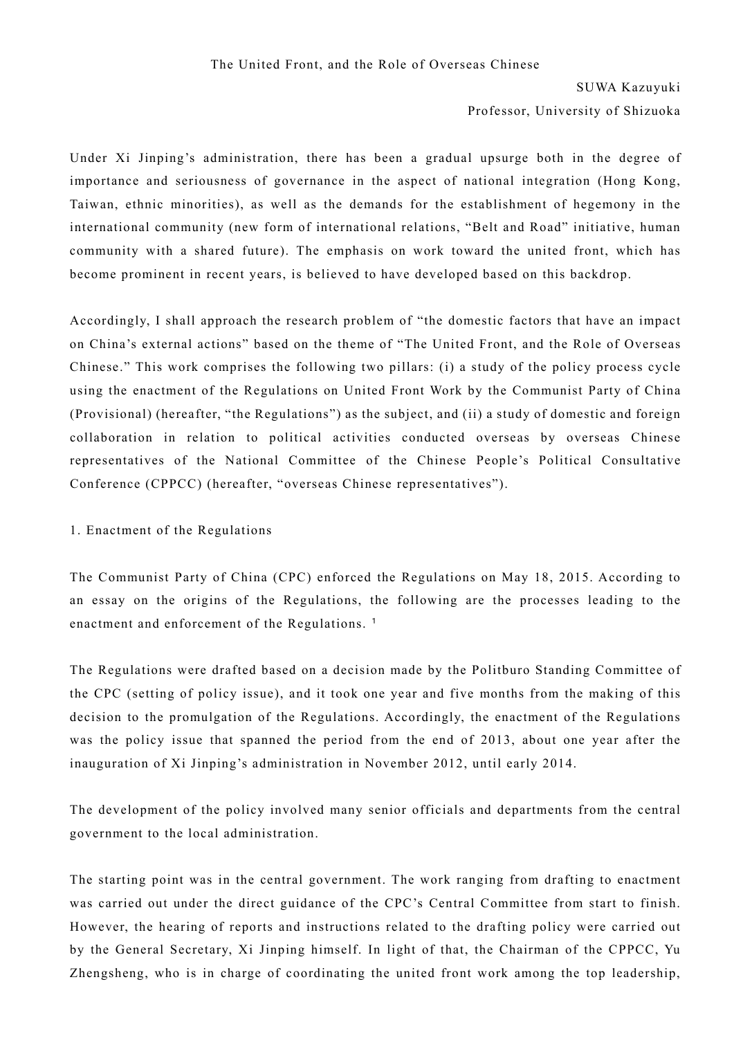# The United Front, and the Role of Overseas Chinese

SUWA Kazuyuki
Professor, University of Shizuoka

Under Xi Jinping's administration, there has been a gradual upsurge both in the degree of importance and seriousness of governance in the aspect of national integration (Hong Kong, Taiwan, ethnic minorities), as well as the demands for the establishment of hegemony in the international community (new form of international relations, "Belt and Road" initiative, human community with a shared future). The emphasis on work toward the united front, which has become prominent in recent years, is believed to have developed based on this backdrop.

Accordingly, I shall approach the research problem of "the domestic factors that have an impact on China's external actions" based on the theme of "The United Front, and the Role of Overseas Chinese." This work comprises the following two pillars: (i) a study of the policy process cycle using the enactment of the Regulations on United Front Work by the Communist Party of China (Provisional) (hereafter, "the Regulations") as the subject, and (ii) a study of domestic and foreign collaboration in relation to political activities conducted overseas by overseas Chinese representatives of the National Committee of the Chinese People's Political Consultative Conference (CPPCC) (hereafter, "overseas Chinese representatives").

## 1. Enactment of the Regulations

The Communist Party of China (CPC) enforced the Regulations on May 18, 2015. According to an essay on the origins of the Regulations, the following are the processes leading to the enactment and enforcement of the Regulations. [1]

The Regulations were drafted based on a decision made by the Politburo Standing Committee of the CPC (setting of policy issue), and it took one year and five months from the making of this decision to the promulgation of the Regulations. Accordingly, the enactment of the Regulations was the policy issue that spanned the period from the end of 2013, about one year after the inauguration of Xi Jinping's administration in November 2012, until early 2014.

The development of the policy involved many senior officials and departments from the central government to the local administration.

The starting point was in the central government. The work ranging from drafting to enactment was carried out under the direct guidance of the CPC's Central Committee from start to finish. However, the hearing of reports and instructions related to the drafting policy were carried out by the General Secretary, Xi Jinping himself. In light of that, the Chairman of the CPPCC, Yu Zhengsheng, who is in charge of coordinating the united front work among the top leadership,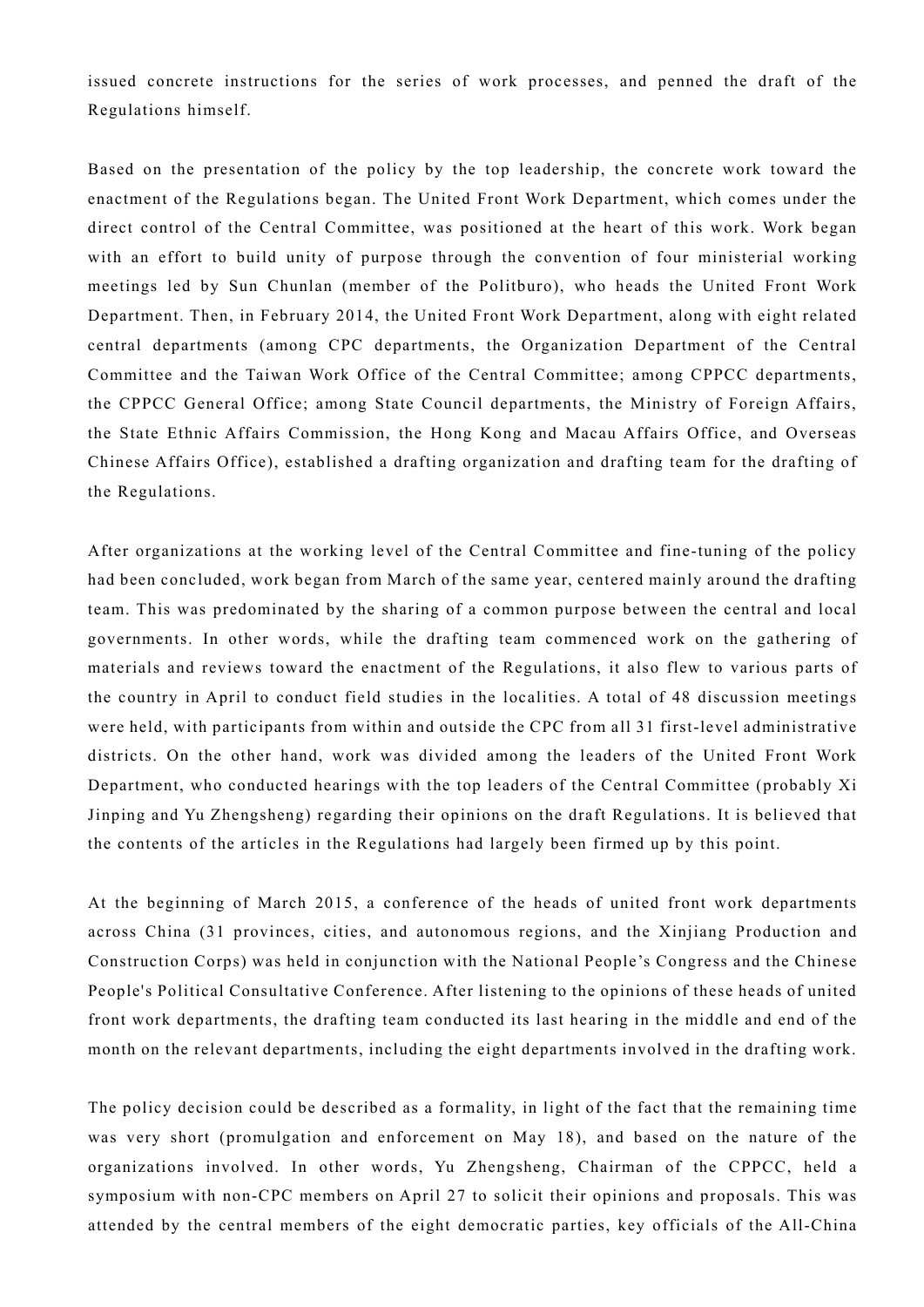issued concrete instructions for the series of work processes, and penned the draft of the Regulations himself.

Based on the presentation of the policy by the top leadership, the concrete work toward the enactment of the Regulations began. The United Front Work Department, which comes under the direct control of the Central Committee, was positioned at the heart of this work. Work began with an effort to build unity of purpose through the convention of four ministerial working meetings led by Sun Chunlan (member of the Politburo), who heads the United Front Work Department. Then, in February 2014, the United Front Work Department, along with eight related central departments (among CPC departments, the Organization Department of the Central Committee and the Taiwan Work Office of the Central Committee; among CPPCC departments, the CPPCC General Office; among State Council departments, the Ministry of Foreign Affairs, the State Ethnic Affairs Commission, the Hong Kong and Macau Affairs Office, and Overseas Chinese Affairs Office), established a drafting organization and drafting team for the drafting of the Regulations.

After organizations at the working level of the Central Committee and fine-tuning of the policy had been concluded, work began from March of the same year, centered mainly around the drafting team. This was predominated by the sharing of a common purpose between the central and local governments. In other words, while the drafting team commenced work on the gathering of materials and reviews toward the enactment of the Regulations, it also flew to various parts of the country in April to conduct field studies in the localities. A total of 48 discussion meetings were held, with participants from within and outside the CPC from all 31 first-level administrative districts. On the other hand, work was divided among the leaders of the United Front Work Department, who conducted hearings with the top leaders of the Central Committee (probably Xi Jinping and Yu Zhengsheng) regarding their opinions on the draft Regulations. It is believed that the contents of the articles in the Regulations had largely been firmed up by this point.

At the beginning of March 2015, a conference of the heads of united front work departments across China (31 provinces, cities, and autonomous regions, and the Xinjiang Production and Construction Corps) was held in conjunction with the National People's Congress and the Chinese People's Political Consultative Conference. After listening to the opinions of these heads of united front work departments, the drafting team conducted its last hearing in the middle and end of the month on the relevant departments, including the eight departments involved in the drafting work.

The policy decision could be described as a formality, in light of the fact that the remaining time was very short (promulgation and enforcement on May 18), and based on the nature of the organizations involved. In other words, Yu Zhengsheng, Chairman of the CPPCC, held a symposium with non-CPC members on April 27 to solicit their opinions and proposals. This was attended by the central members of the eight democratic parties, key officials of the All-China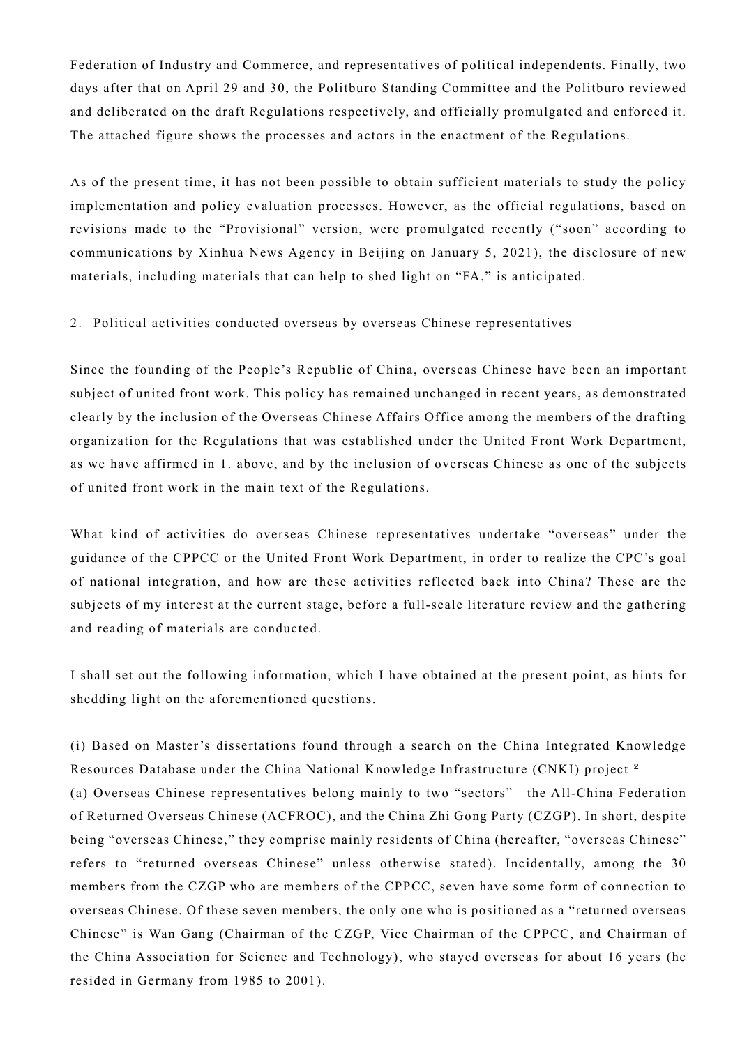Federation of Industry and Commerce, and representatives of political independents. Finally, two days after that on April 29 and 30, the Politburo Standing Committee and the Politburo reviewed and deliberated on the draft Regulations respectively, and officially promulgated and enforced it. The attached figure shows the processes and actors in the enactment of the Regulations.

As of the present time, it has not been possible to obtain sufficient materials to study the policy implementation and policy evaluation processes. However, as the official regulations, based on revisions made to the "Provisional" version, were promulgated recently ("soon" according to communications by Xinhua News Agency in Beijing on January 5, 2021), the disclosure of new materials, including materials that can help to shed light on "FA," is anticipated.

## 2. Political activities conducted overseas by overseas Chinese representatives

Since the founding of the People's Republic of China, overseas Chinese have been an important subject of united front work. This policy has remained unchanged in recent years, as demonstrated clearly by the inclusion of the Overseas Chinese Affairs Office among the members of the drafting organization for the Regulations that was established under the United Front Work Department, as we have affirmed in 1. above, and by the inclusion of overseas Chinese as one of the subjects of united front work in the main text of the Regulations.

What kind of activities do overseas Chinese representatives undertake "overseas" under the guidance of the CPPCC or the United Front Work Department, in order to realize the CPC's goal of national integration, and how are these activities reflected back into China? These are the subjects of my interest at the current stage, before a full-scale literature review and the gathering and reading of materials are conducted.

I shall set out the following information, which I have obtained at the present point, as hints for shedding light on the aforementioned questions.

(i) Based on Master's dissertations found through a search on the China Integrated Knowledge Resources Database under the China National Knowledge Infrastructure (CNKI) project [2]

(a) Overseas Chinese representatives belong mainly to two "sectors"—the All-China Federation of Returned Overseas Chinese (ACFROC), and the China Zhi Gong Party (CZGP). In short, despite being "overseas Chinese," they comprise mainly residents of China (hereafter, "overseas Chinese" refers to "returned overseas Chinese" unless otherwise stated). Incidentally, among the 30 members from the CZGP who are members of the CPPCC, seven have some form of connection to overseas Chinese. Of these seven members, the only one who is positioned as a "returned overseas Chinese" is Wan Gang (Chairman of the CZGP, Vice Chairman of the CPPCC, and Chairman of the China Association for Science and Technology), who stayed overseas for about 16 years (he resided in Germany from 1985 to 2001).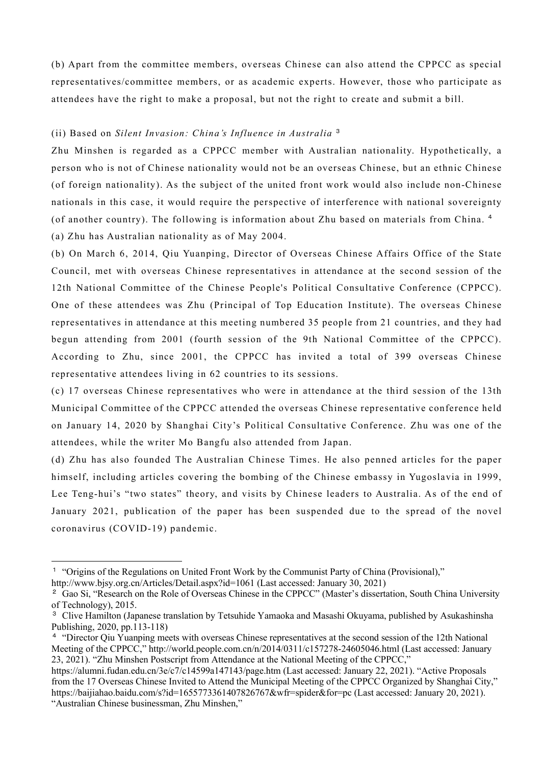(b) Apart from the committee members, overseas Chinese can also attend the CPPCC as special representatives/committee members, or as academic experts. However, those who participate as attendees have the right to make a proposal, but not the right to create and submit a bill.

(ii) Based on *Silent Invasion: China's Influence in Australia* [3]

Zhu Minshen is regarded as a CPPCC member with Australian nationality. Hypothetically, a person who is not of Chinese nationality would not be an overseas Chinese, but an ethnic Chinese (of foreign nationality). As the subject of the united front work would also include non-Chinese nationals in this case, it would require the perspective of interference with national sovereignty (of another country). The following is information about Zhu based on materials from China. [4]

(a) Zhu has Australian nationality as of May 2004.

(b) On March 6, 2014, Qiu Yuanping, Director of Overseas Chinese Affairs Office of the State Council, met with overseas Chinese representatives in attendance at the second session of the 12th National Committee of the Chinese People's Political Consultative Conference (CPPCC). One of these attendees was Zhu (Principal of Top Education Institute). The overseas Chinese representatives in attendance at this meeting numbered 35 people from 21 countries, and they had begun attending from 2001 (fourth session of the 9th National Committee of the CPPCC). According to Zhu, since 2001, the CPPCC has invited a total of 399 overseas Chinese representative attendees living in 62 countries to its sessions.

(c) 17 overseas Chinese representatives who were in attendance at the third session of the 13th Municipal Committee of the CPPCC attended the overseas Chinese representative conference held on January 14, 2020 by Shanghai City's Political Consultative Conference. Zhu was one of the attendees, while the writer Mo Bangfu also attended from Japan.

(d) Zhu has also founded The Australian Chinese Times. He also penned articles for the paper himself, including articles covering the bombing of the Chinese embassy in Yugoslavia in 1999, Lee Teng-hui's "two states" theory, and visits by Chinese leaders to Australia. As of the end of January 2021, publication of the paper has been suspended due to the spread of the novel coronavirus (COVID-19) pandemic.

---

[1] "Origins of the Regulations on United Front Work by the Communist Party of China (Provisional)," http://www.bjsy.org.cn/Articles/Detail.aspx?id=1061 (Last accessed: January 30, 2021)

[2] Gao Si, "Research on the Role of Overseas Chinese in the CPPCC" (Master's dissertation, South China University of Technology), 2015.

[3] Clive Hamilton (Japanese translation by Tetsuhide Yamaoka and Masashi Okuyama, published by Asukashinsha Publishing, 2020, pp.113-118)

[4] "Director Qiu Yuanping meets with overseas Chinese representatives at the second session of the 12th National Meeting of the CPPCC," http://world.people.com.cn/n/2014/0311/c157278-24605046.html (Last accessed: January 23, 2021). "Zhu Minshen Postscript from Attendance at the National Meeting of the CPPCC," https://alumni.fudan.edu.cn/3e/c7/c14599a147143/page.htm (Last accessed: January 22, 2021). "Active Proposals from the 17 Overseas Chinese Invited to Attend the Municipal Meeting of the CPPCC Organized by Shanghai City," https://baijiahao.baidu.com/s?id=1655773361407826767&wfr=spider&for=pc (Last accessed: January 20, 2021). "Australian Chinese businessman, Zhu Minshen,"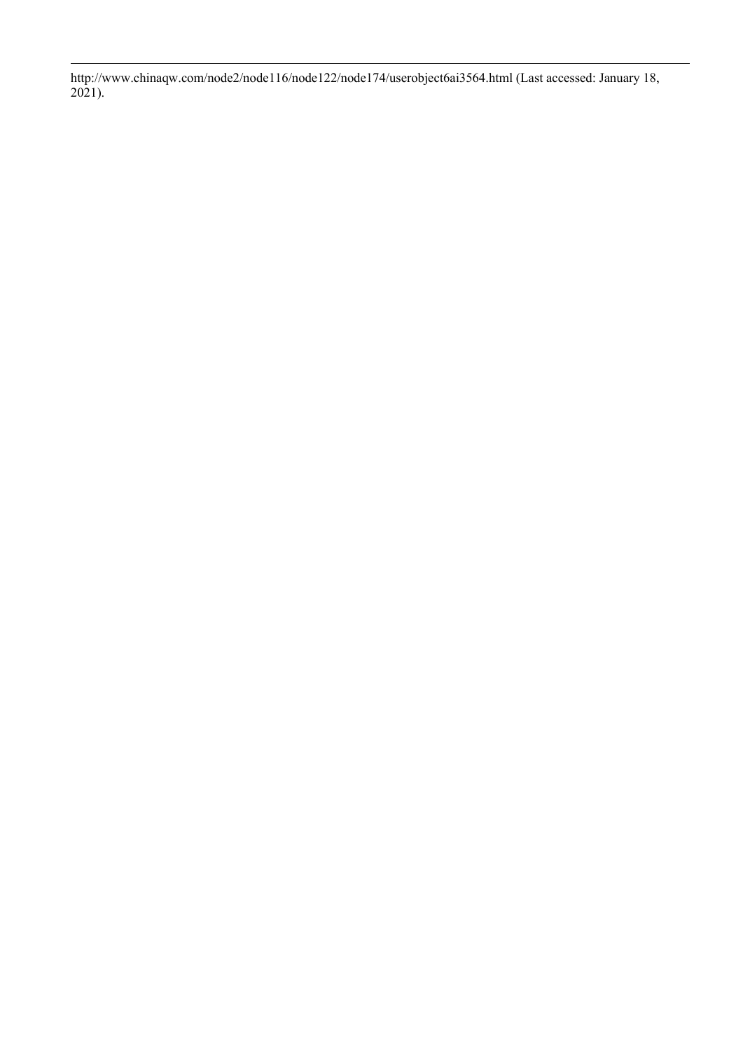http://www.chinaqw.com/node2/node116/node122/node174/userobject6ai3564.html (Last accessed: January 18, 2021).